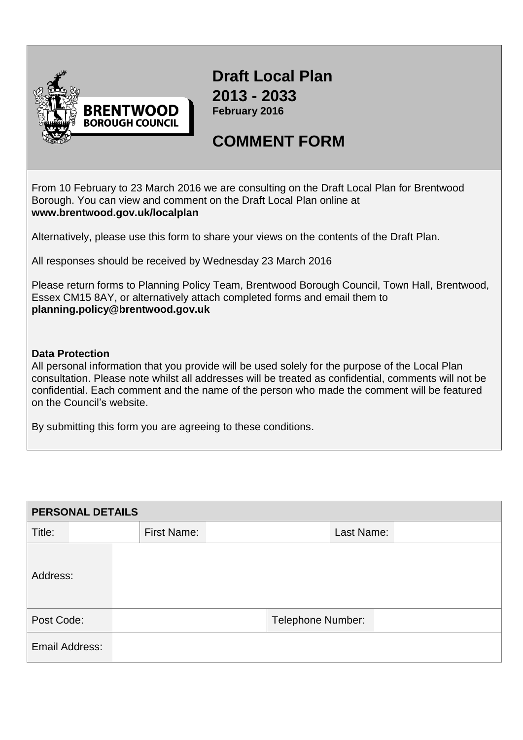BRENTWOOD BOROUGH COUNCIL

# Draft Local Plan 2013 - 2033

**February 2016**

# COMMENT FORM

From 10 February to 23 March 2016 we are consulting on the Draft Local Plan for Brentwood Borough. You can view and comment on the Draft Local Plan online at **www.brentwood.gov.uk/localplan**

Alternatively, please use this form to share your views on the contents of the Draft Plan.

All responses should be received by Wednesday 23 March 2016

Please return forms to Planning Policy Team, Brentwood Borough Council, Town Hall, Brentwood, Essex CM15 8AY, or alternatively attach completed forms and email them to **planning.policy@brentwood.gov.uk**

**Data Protection**

All personal information that you provide will be used solely for the purpose of the Local Plan consultation. Please note whilst all addresses will be treated as confidential, comments will not be confidential. Each comment and the name of the person who made the comment will be featured on the Council's website.

By submitting this form you are agreeing to these conditions.

| PERSONAL DETAILS | | | | | |
|---|---|---|---|---|---|
| Title: | | First Name: | | Last Name: | |
| Address: | | | | | |
| Post Code: | | | Telephone Number: | | |
| Email Address: | | | | | |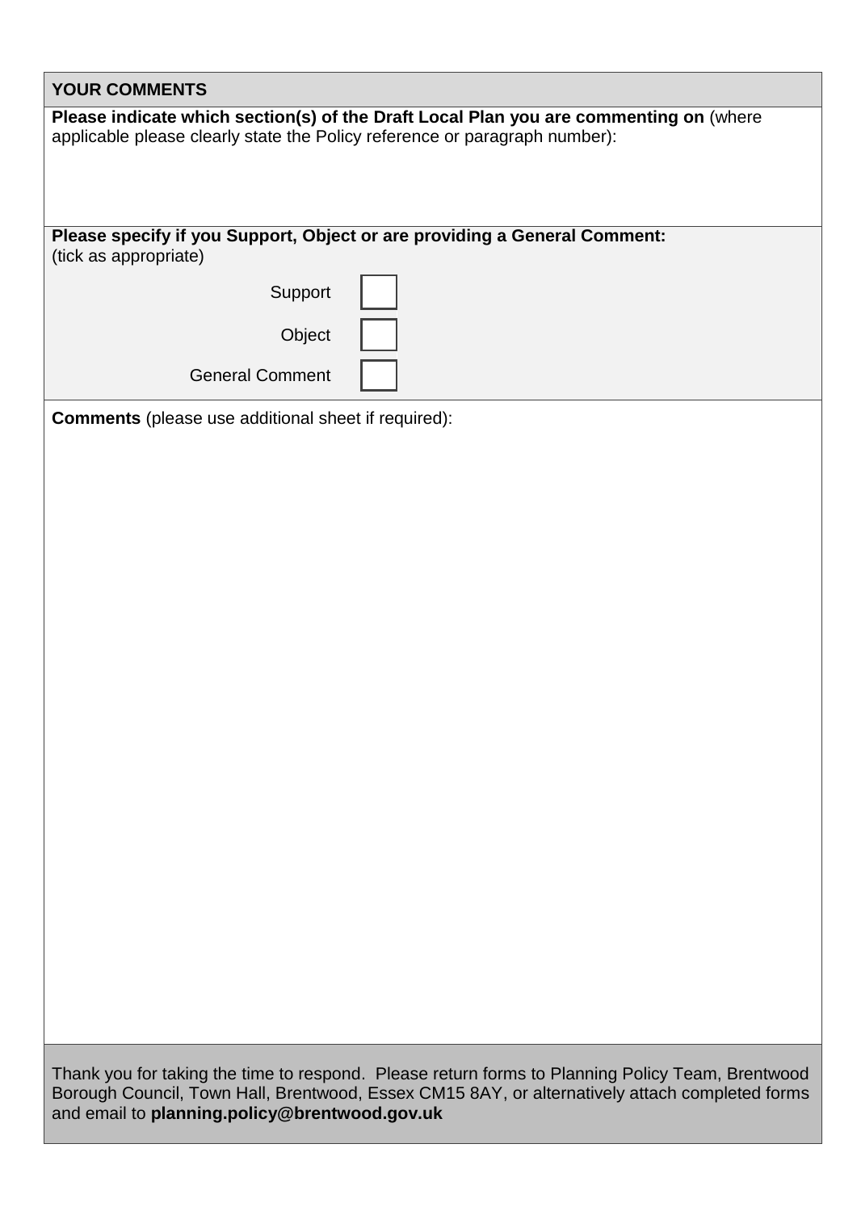## YOUR COMMENTS

**Please indicate which section(s) of the Draft Local Plan you are commenting on** (where applicable please clearly state the Policy reference or paragraph number):

**Please specify if you Support, Object or are providing a General Comment:**
(tick as appropriate)

Support ☐

Object ☐

General Comment ☐

**Comments** (please use additional sheet if required):

Thank you for taking the time to respond. Please return forms to Planning Policy Team, Brentwood Borough Council, Town Hall, Brentwood, Essex CM15 8AY, or alternatively attach completed forms and email to **planning.policy@brentwood.gov.uk**